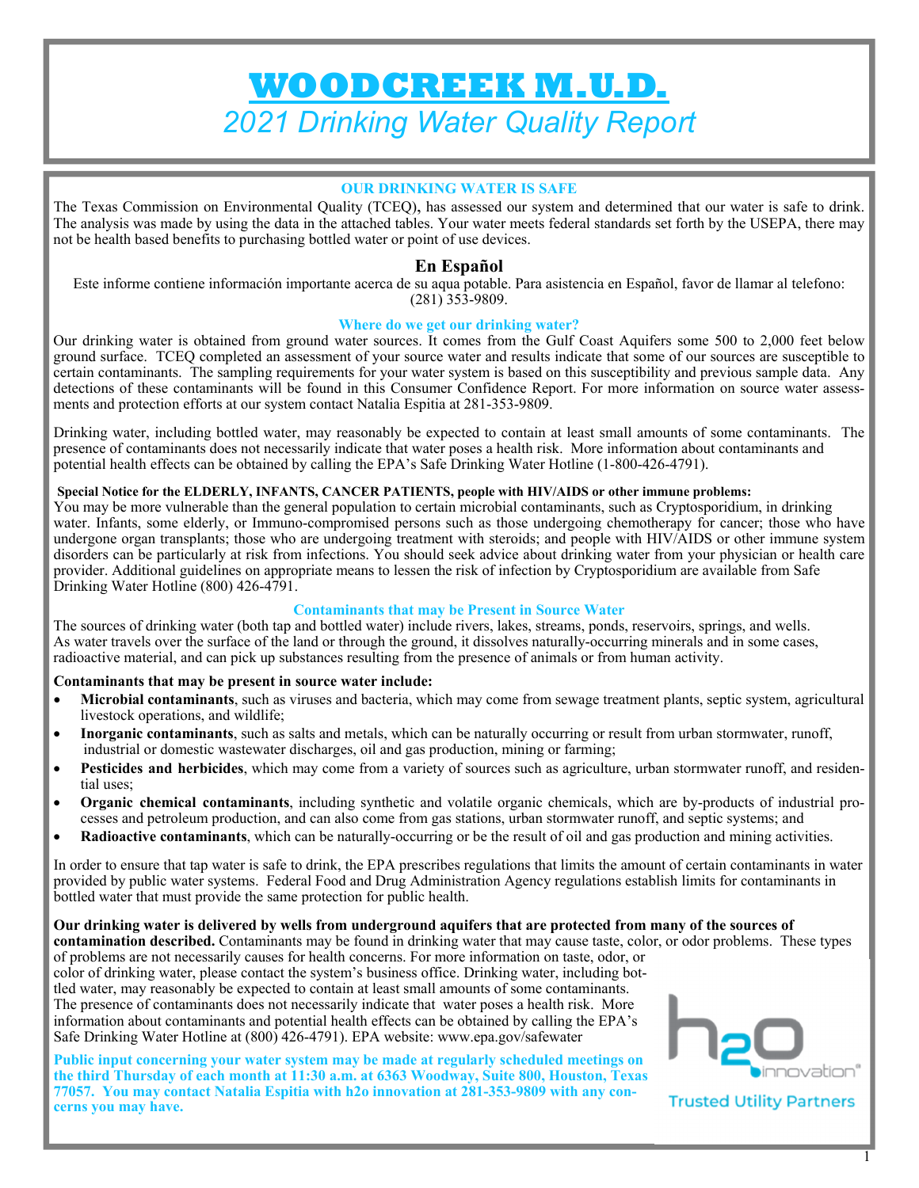# WOODCREEK M.U.D.

## *2021 Drinking Water Quality Report*

### OUR DRINKING WATER IS SAFE

The Texas Commission on Environmental Quality (TCEQ), has assessed our system and determined that our water is safe to drink. The analysis was made by using the data in the attached tables. Your water meets federal standards set forth by the USEPA, there may not be health based benefits to purchasing bottled water or point of use devices.

### En Español

Este informe contiene información importante acerca de su aqua potable. Para asistencia en Español, favor de llamar al telefono: (281) 353-9809.

### Where do we get our drinking water?

Our drinking water is obtained from ground water sources. It comes from the Gulf Coast Aquifers some 500 to 2,000 feet below ground surface. TCEQ completed an assessment of your source water and results indicate that some of our sources are susceptible to certain contaminants. The sampling requirements for your water system is based on this susceptibility and previous sample data. Any detections of these contaminants will be found in this Consumer Confidence Report. For more information on source water assessments and protection efforts at our system contact Natalia Espitia at 281-353-9809.

Drinking water, including bottled water, may reasonably be expected to contain at least small amounts of some contaminants. The presence of contaminants does not necessarily indicate that water poses a health risk. More information about contaminants and potential health effects can be obtained by calling the EPA's Safe Drinking Water Hotline (1-800-426-4791).

**Special Notice for the ELDERLY, INFANTS, CANCER PATIENTS, people with HIV/AIDS or other immune problems:**
You may be more vulnerable than the general population to certain microbial contaminants, such as Cryptosporidium, in drinking water. Infants, some elderly, or Immuno-compromised persons such as those undergoing chemotherapy for cancer; those who have undergone organ transplants; those who are undergoing treatment with steroids; and people with HIV/AIDS or other immune system disorders can be particularly at risk from infections. You should seek advice about drinking water from your physician or health care provider. Additional guidelines on appropriate means to lessen the risk of infection by Cryptosporidium are available from Safe Drinking Water Hotline (800) 426-4791.

### Contaminants that may be Present in Source Water

The sources of drinking water (both tap and bottled water) include rivers, lakes, streams, ponds, reservoirs, springs, and wells. As water travels over the surface of the land or through the ground, it dissolves naturally-occurring minerals and in some cases, radioactive material, and can pick up substances resulting from the presence of animals or from human activity.

**Contaminants that may be present in source water include:**

- **Microbial contaminants**, such as viruses and bacteria, which may come from sewage treatment plants, septic system, agricultural livestock operations, and wildlife;
- **Inorganic contaminants**, such as salts and metals, which can be naturally occurring or result from urban stormwater, runoff, industrial or domestic wastewater discharges, oil and gas production, mining or farming;
- **Pesticides and herbicides**, which may come from a variety of sources such as agriculture, urban stormwater runoff, and residential uses;
- **Organic chemical contaminants**, including synthetic and volatile organic chemicals, which are by-products of industrial processes and petroleum production, and can also come from gas stations, urban stormwater runoff, and septic systems; and
- **Radioactive contaminants**, which can be naturally-occurring or be the result of oil and gas production and mining activities.

In order to ensure that tap water is safe to drink, the EPA prescribes regulations that limits the amount of certain contaminants in water provided by public water systems. Federal Food and Drug Administration Agency regulations establish limits for contaminants in bottled water that must provide the same protection for public health.

**Our drinking water is delivered by wells from underground aquifers that are protected from many of the sources of contamination described.** Contaminants may be found in drinking water that may cause taste, color, or odor problems. These types of problems are not necessarily causes for health concerns. For more information on taste, odor, or color of drinking water, please contact the system's business office. Drinking water, including bottled water, may reasonably be expected to contain at least small amounts of some contaminants. The presence of contaminants does not necessarily indicate that water poses a health risk. More information about contaminants and potential health effects can be obtained by calling the EPA's Safe Drinking Water Hotline at (800) 426-4791. EPA website: www.epa.gov/safewater

**Public input concerning your water system may be made at regularly scheduled meetings on the third Thursday of each month at 11:30 a.m. at 6363 Woodway, Suite 800, Houston, Texas 77057. You may contact Natalia Espitia with h2o innovation at 281-353-9809 with any concerns you may have.**

h2o innovation® Trusted Utility Partners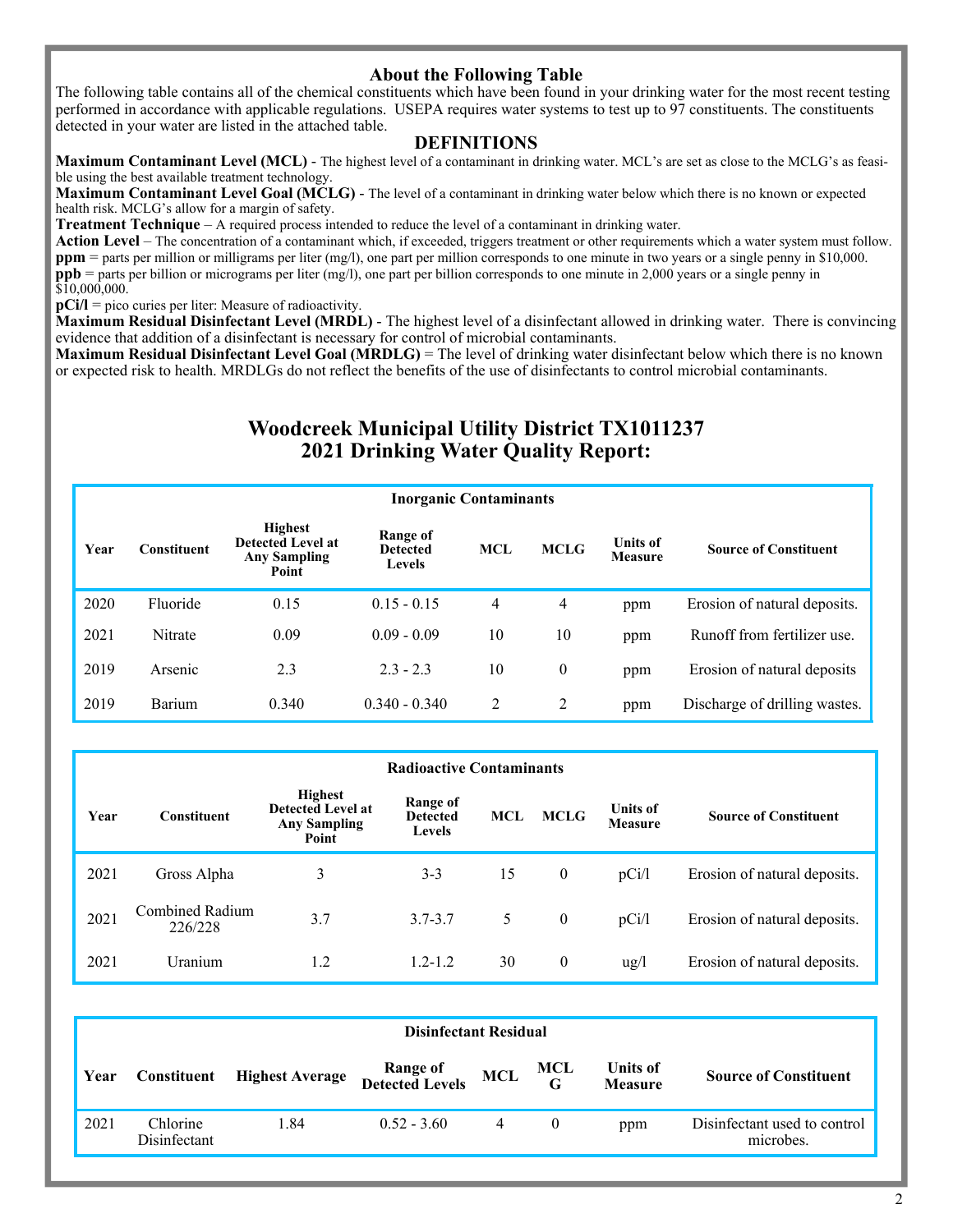## About the Following Table

The following table contains all of the chemical constituents which have been found in your drinking water for the most recent testing performed in accordance with applicable regulations. USEPA requires water systems to test up to 97 constituents. The constituents detected in your water are listed in the attached table.

## DEFINITIONS

**Maximum Contaminant Level (MCL)** - The highest level of a contaminant in drinking water. MCL's are set as close to the MCLG's as feasible using the best available treatment technology.
**Maximum Contaminant Level Goal (MCLG)** - The level of a contaminant in drinking water below which there is no known or expected health risk. MCLG's allow for a margin of safety.
**Treatment Technique** – A required process intended to reduce the level of a contaminant in drinking water.
**Action Level** – The concentration of a contaminant which, if exceeded, triggers treatment or other requirements which a water system must follow.
**ppm** = parts per million or milligrams per liter (mg/l), one part per million corresponds to one minute in two years or a single penny in $10,000.
**ppb** = parts per billion or micrograms per liter (mg/l), one part per billion corresponds to one minute in 2,000 years or a single penny in $10,000,000.
**pCi/l** = pico curies per liter: Measure of radioactivity.
**Maximum Residual Disinfectant Level (MRDL)** - The highest level of a disinfectant allowed in drinking water. There is convincing evidence that addition of a disinfectant is necessary for control of microbial contaminants.
**Maximum Residual Disinfectant Level Goal (MRDLG)** = The level of drinking water disinfectant below which there is no known or expected risk to health. MRDLGs do not reflect the benefits of the use of disinfectants to control microbial contaminants.

# Woodcreek Municipal Utility District TX1011237
# 2021 Drinking Water Quality Report:

**Inorganic Contaminants**

| Year | Constituent | Highest Detected Level at Any Sampling Point | Range of Detected Levels | MCL | MCLG | Units of Measure | Source of Constituent |
|---|---|---|---|---|---|---|---|
| 2020 | Fluoride | 0.15 | 0.15 - 0.15 | 4 | 4 | ppm | Erosion of natural deposits. |
| 2021 | Nitrate | 0.09 | 0.09 - 0.09 | 10 | 10 | ppm | Runoff from fertilizer use. |
| 2019 | Arsenic | 2.3 | 2.3 - 2.3 | 10 | 0 | ppm | Erosion of natural deposits |
| 2019 | Barium | 0.340 | 0.340 - 0.340 | 2 | 2 | ppm | Discharge of drilling wastes. |

**Radioactive Contaminants**

| Year | Constituent | Highest Detected Level at Any Sampling Point | Range of Detected Levels | MCL | MCLG | Units of Measure | Source of Constituent |
|---|---|---|---|---|---|---|---|
| 2021 | Gross Alpha | 3 | 3-3 | 15 | 0 | pCi/l | Erosion of natural deposits. |
| 2021 | Combined Radium 226/228 | 3.7 | 3.7-3.7 | 5 | 0 | pCi/l | Erosion of natural deposits. |
| 2021 | Uranium | 1.2 | 1.2-1.2 | 30 | 0 | ug/l | Erosion of natural deposits. |

**Disinfectant Residual**

| Year | Constituent | Highest Average | Range of Detected Levels | MCL | MCLG | Units of Measure | Source of Constituent |
|---|---|---|---|---|---|---|---|
| 2021 | Chlorine Disinfectant | 1.84 | 0.52 - 3.60 | 4 | 0 | ppm | Disinfectant used to control microbes. |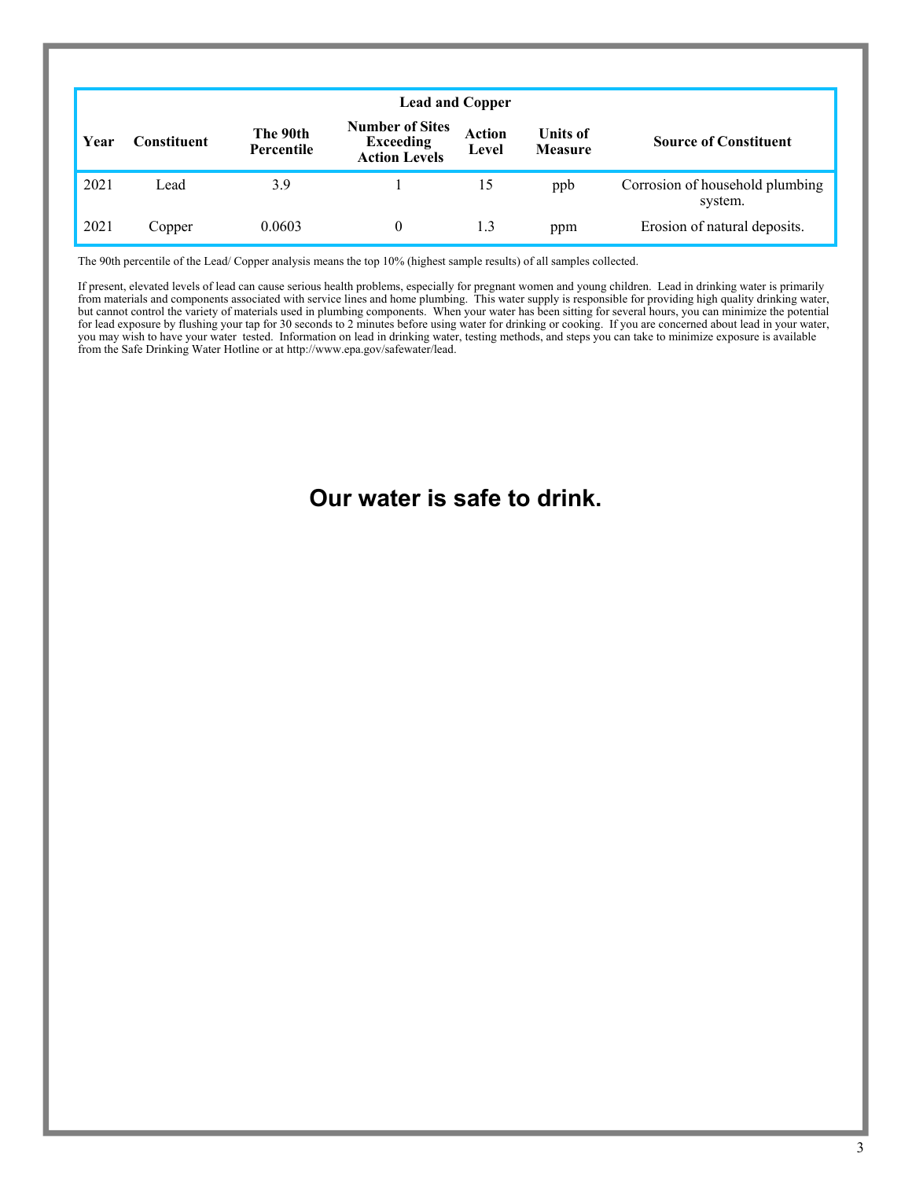| Lead and Copper | | | | | | |
|---|---|---|---|---|---|---|
| Year | Constituent | The 90th Percentile | Number of Sites Exceeding Action Levels | Action Level | Units of Measure | Source of Constituent |
| 2021 | Lead | 3.9 | 1 | 15 | ppb | Corrosion of household plumbing system. |
| 2021 | Copper | 0.0603 | 0 | 1.3 | ppm | Erosion of natural deposits. |

The 90th percentile of the Lead/ Copper analysis means the top 10% (highest sample results) of all samples collected.

If present, elevated levels of lead can cause serious health problems, especially for pregnant women and young children. Lead in drinking water is primarily from materials and components associated with service lines and home plumbing. This water supply is responsible for providing high quality drinking water, but cannot control the variety of materials used in plumbing components. When your water has been sitting for several hours, you can minimize the potential for lead exposure by flushing your tap for 30 seconds to 2 minutes before using water for drinking or cooking. If you are concerned about lead in your water, you may wish to have your water tested. Information on lead in drinking water, testing methods, and steps you can take to minimize exposure is available from the Safe Drinking Water Hotline or at http://www.epa.gov/safewater/lead.

## Our water is safe to drink.